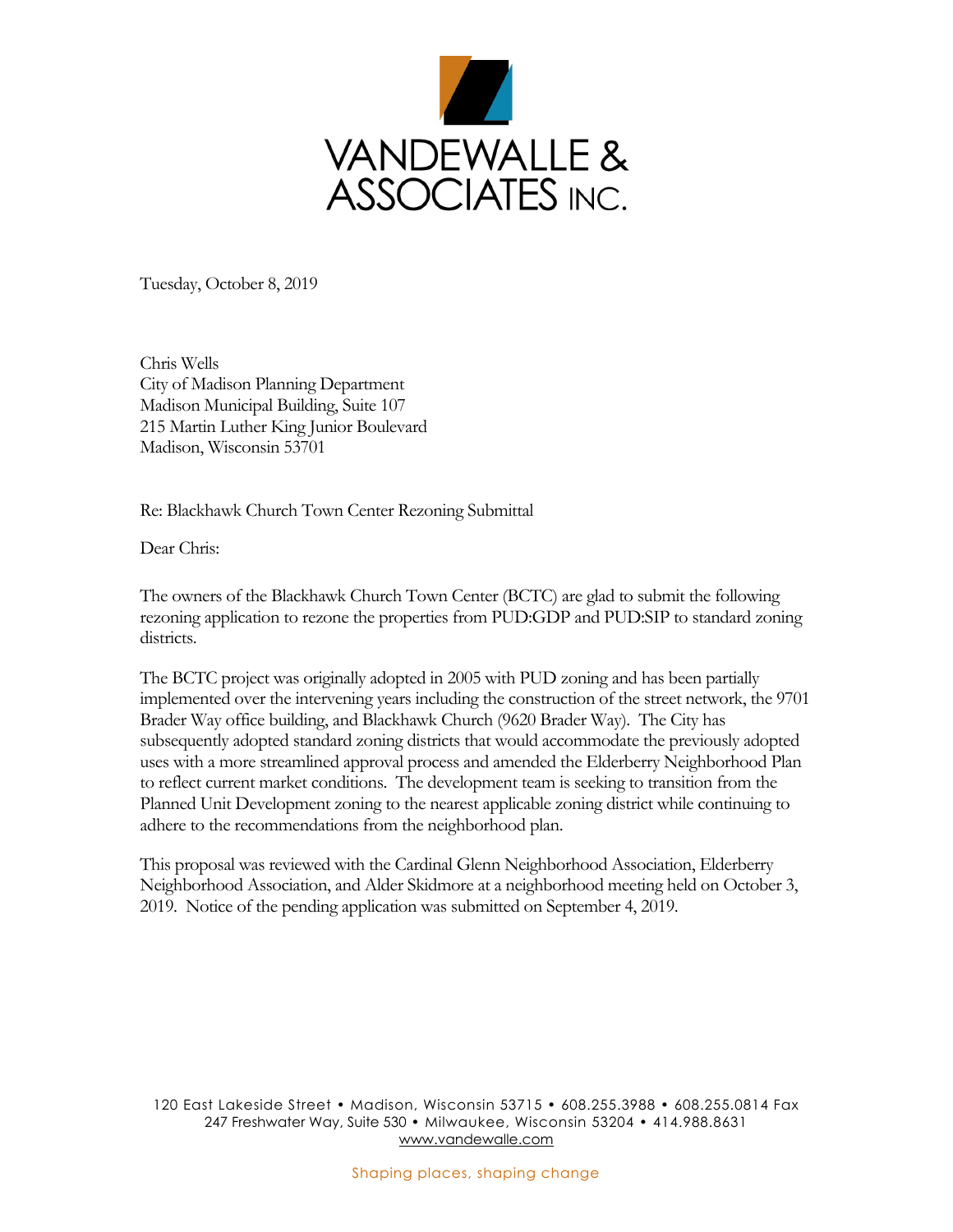VANDEWALLE & ASSOCIATES INC.

Tuesday, October 8, 2019

Chris Wells
City of Madison Planning Department
Madison Municipal Building, Suite 107
215 Martin Luther King Junior Boulevard
Madison, Wisconsin 53701

Re: Blackhawk Church Town Center Rezoning Submittal

Dear Chris:

The owners of the Blackhawk Church Town Center (BCTC) are glad to submit the following rezoning application to rezone the properties from PUD:GDP and PUD:SIP to standard zoning districts.

The BCTC project was originally adopted in 2005 with PUD zoning and has been partially implemented over the intervening years including the construction of the street network, the 9701 Brader Way office building, and Blackhawk Church (9620 Brader Way). The City has subsequently adopted standard zoning districts that would accommodate the previously adopted uses with a more streamlined approval process and amended the Elderberry Neighborhood Plan to reflect current market conditions. The development team is seeking to transition from the Planned Unit Development zoning to the nearest applicable zoning district while continuing to adhere to the recommendations from the neighborhood plan.

This proposal was reviewed with the Cardinal Glenn Neighborhood Association, Elderberry Neighborhood Association, and Alder Skidmore at a neighborhood meeting held on October 3, 2019. Notice of the pending application was submitted on September 4, 2019.

120 East Lakeside Street • Madison, Wisconsin 53715 • 608.255.3988 • 608.255.0814 Fax
247 Freshwater Way, Suite 530 • Milwaukee, Wisconsin 53204 • 414.988.8631
www.vandewalle.com

Shaping places, shaping change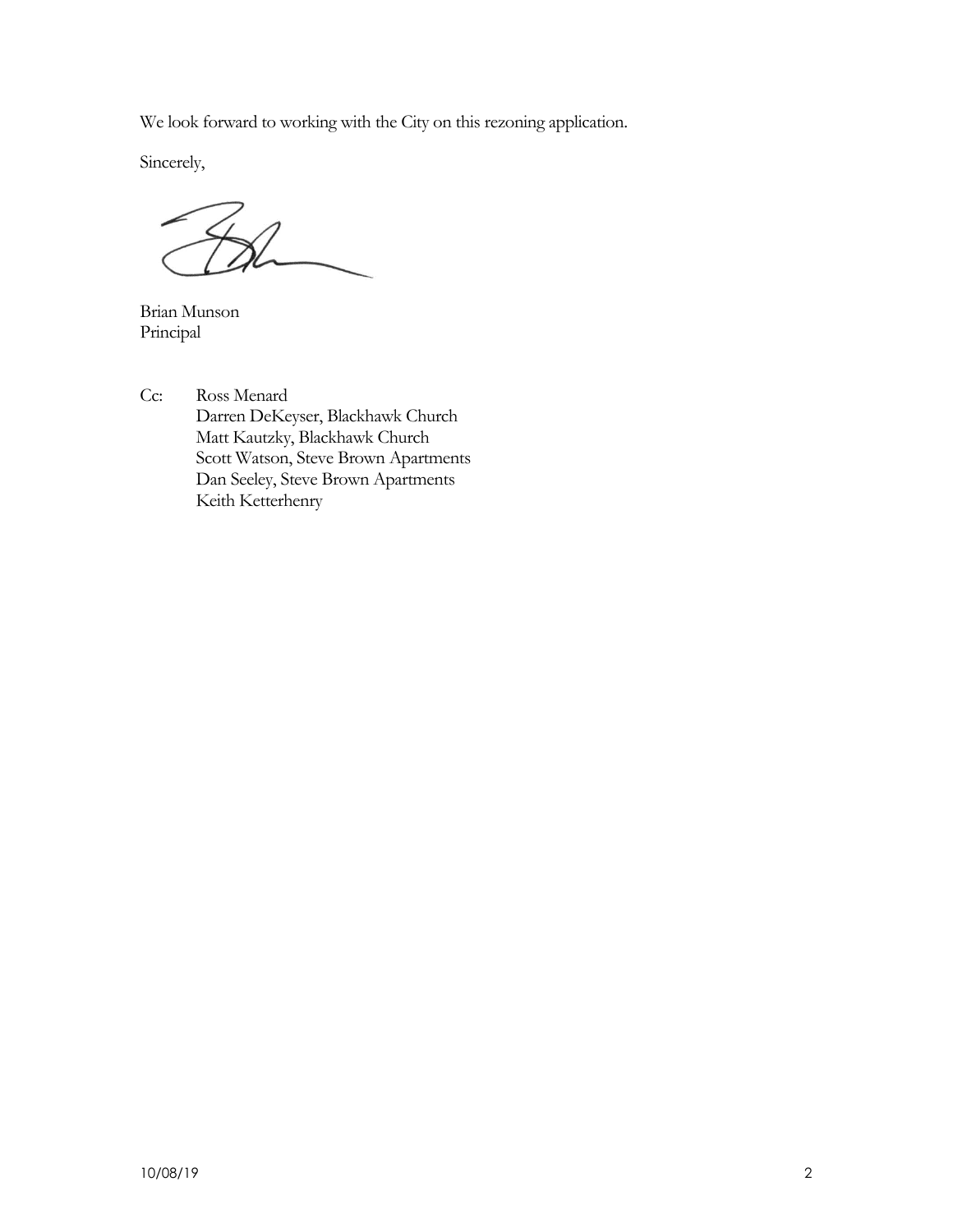We look forward to working with the City on this rezoning application.

Sincerely,

Brian Munson
Principal

Cc: Ross Menard
Darren DeKeyser, Blackhawk Church
Matt Kautzky, Blackhawk Church
Scott Watson, Steve Brown Apartments
Dan Seeley, Steve Brown Apartments
Keith Ketterhenry

10/08/19